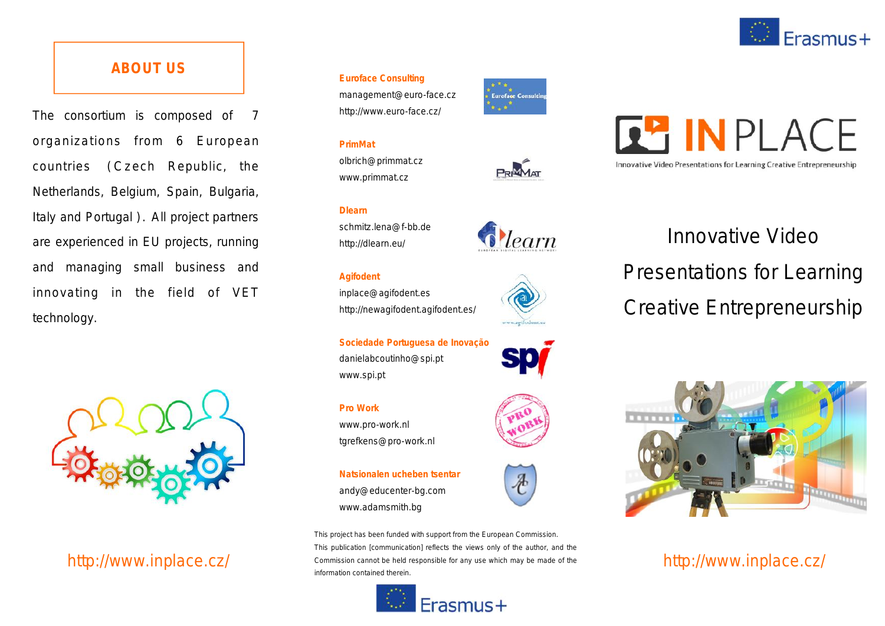## ABOUT US

The consortium is composed of 7 organizations from 6 European countries (Czech Republic, the Netherlands, Belgium, Spain, Bulgaria, Italy and Portugal). All project partners are experienced in EU projects, running and managing small business and innovating in the field of VET technology.

http://www.inplace.cz/

**Euroface Consulting**
management@euro-face.cz
http://www.euro-face.cz/

**PrimMat**
olbrich@primmat.cz
www.primmat.cz

**Dlearn**
schmitz.lena@f-bb.de
http://dlearn.eu/

**Agifodent**
inplace@agifodent.es
http://newagifodent.agifodent.es/

**Sociedade Portuguesa de Inovação**
danielabcoutinho@spi.pt
www.spi.pt

**Pro Work**
www.pro-work.nl
tgrefkens@pro-work.nl

**Natsionalen ucheben tsentar**
andy@educenter-bg.com
www.adamsmith.bg

This project has been funded with support from the European Commission. This publication [communication] reflects the views only of the author, and the Commission cannot be held responsible for any use which may be made of the information contained therein.

Erasmus+

# INPLACE

Innovative Video Presentations for Learning Creative Entrepreneurship

## Innovative Video Presentations for Learning Creative Entrepreneurship

http://www.inplace.cz/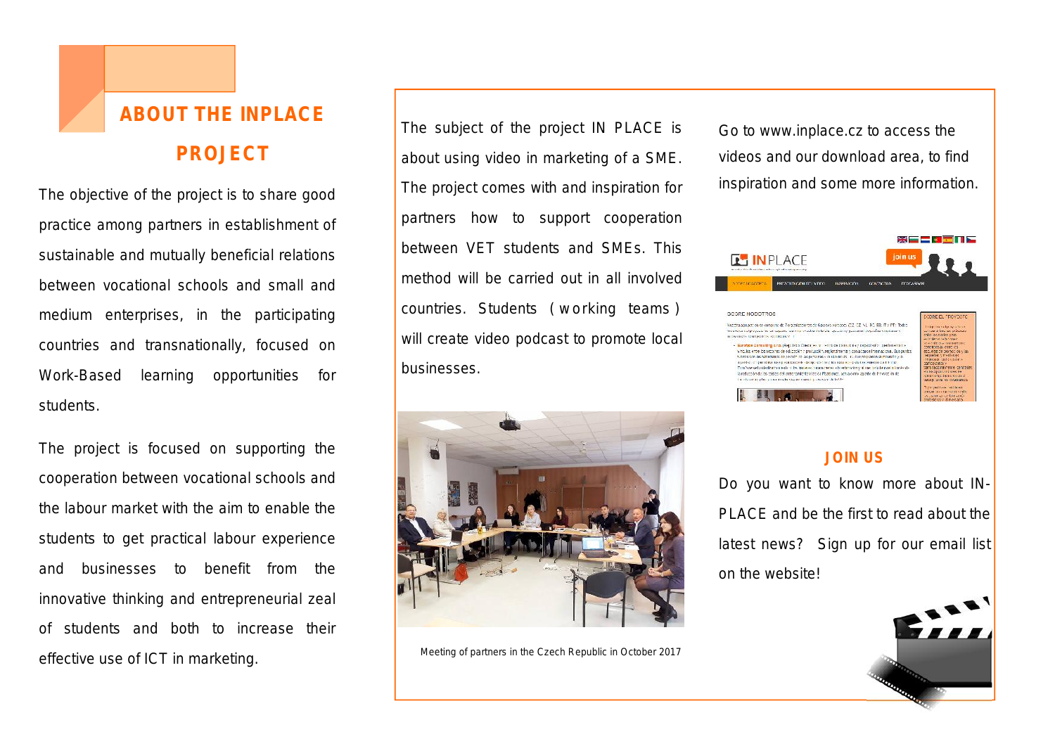## ABOUT THE INPLACE PROJECT

The objective of the project is to share good practice among partners in establishment of sustainable and mutually beneficial relations between vocational schools and small and medium enterprises, in the participating countries and transnationally, focused on Work-Based learning opportunities for students.

The project is focused on supporting the cooperation between vocational schools and the labour market with the aim to enable the students to get practical labour experience and businesses to benefit from the innovative thinking and entrepreneurial zeal of students and both to increase their effective use of ICT in marketing.

The subject of the project IN PLACE is about using video in marketing of a SME. The project comes with and inspiration for partners how to support cooperation between VET students and SMEs. This method will be carried out in all involved countries. Students (working teams) will create video podcast to promote local businesses.

Meeting of partners in the Czech Republic in October 2017

Go to www.inplace.cz to access the videos and our download area, to find inspiration and some more information.

### JOIN US

Do you want to know more about IN-PLACE and be the first to read about the latest news? Sign up for our email list on the website!